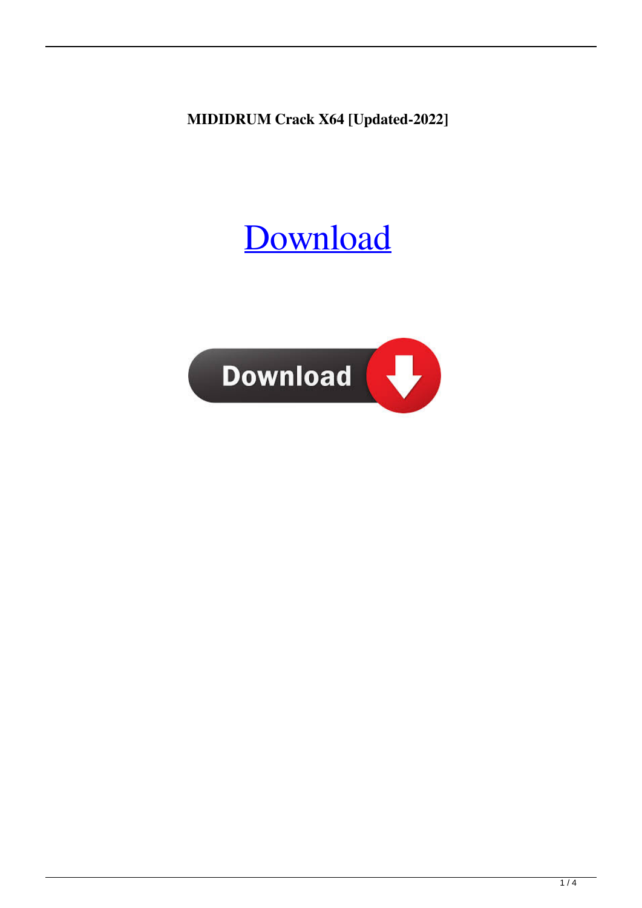**MIDIDRUM Crack X64 [Updated-2022]**

Download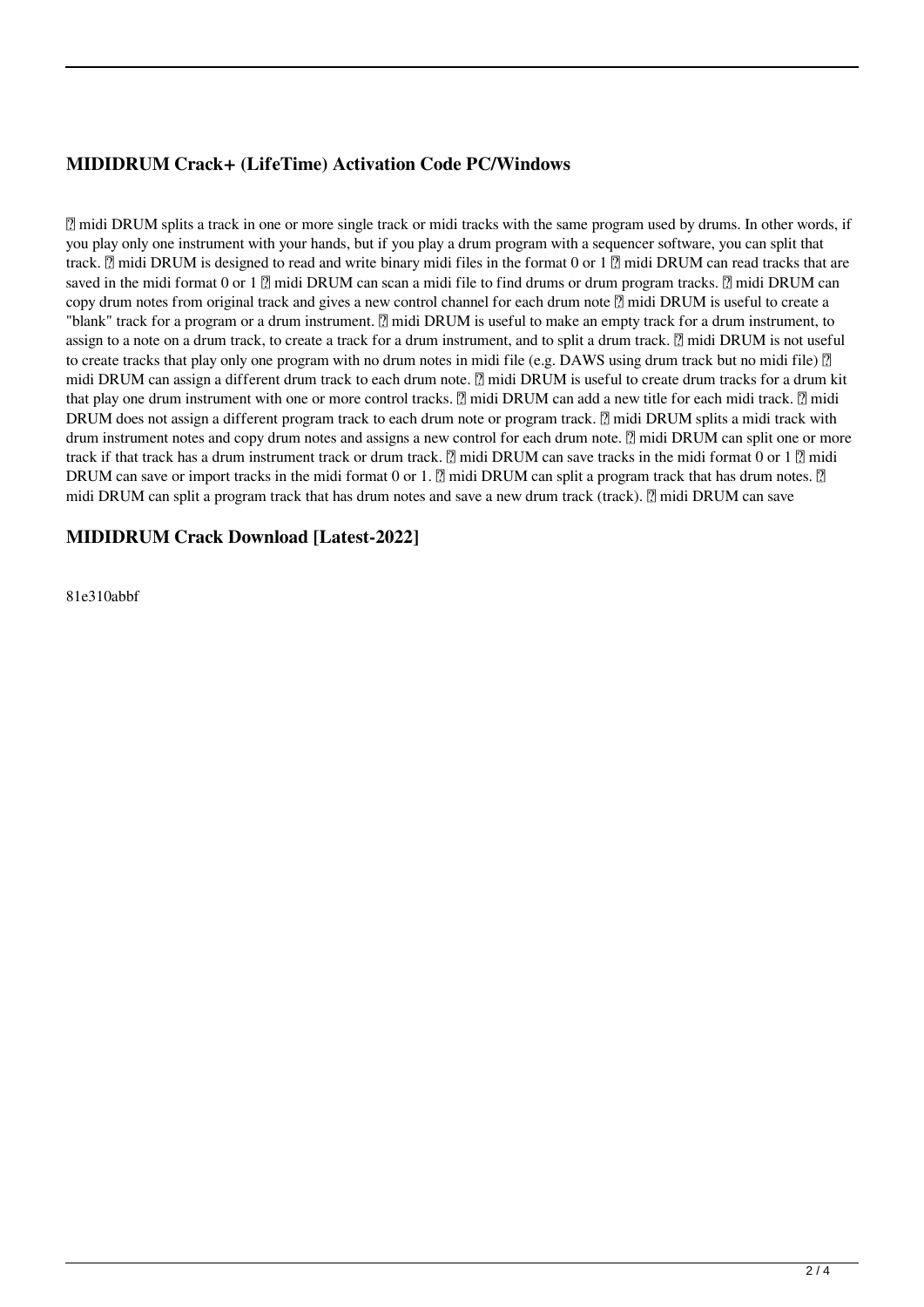## MIDIDRUM Crack+ (LifeTime) Activation Code PC/Windows

� midi DRUM splits a track in one or more single track or midi tracks with the same program used by drums. In other words, if you play only one instrument with your hands, but if you play a drum program with a sequencer software, you can split that track. � midi DRUM is designed to read and write binary midi files in the format 0 or 1 � midi DRUM can read tracks that are saved in the midi format 0 or 1 � midi DRUM can scan a midi file to find drums or drum program tracks. � midi DRUM can copy drum notes from original track and gives a new control channel for each drum note � midi DRUM is useful to create a "blank" track for a program or a drum instrument. � midi DRUM is useful to make an empty track for a drum instrument, to assign to a note on a drum track, to create a track for a drum instrument, and to split a drum track. � midi DRUM is not useful to create tracks that play only one program with no drum notes in midi file (e.g. DAWS using drum track but no midi file) � midi DRUM can assign a different drum track to each drum note. � midi DRUM is useful to create drum tracks for a drum kit that play one drum instrument with one or more control tracks. � midi DRUM can add a new title for each midi track. � midi DRUM does not assign a different program track to each drum note or program track. � midi DRUM splits a midi track with drum instrument notes and copy drum notes and assigns a new control for each drum note. � midi DRUM can split one or more track if that track has a drum instrument track or drum track. � midi DRUM can save tracks in the midi format 0 or 1 � midi DRUM can save or import tracks in the midi format 0 or 1. � midi DRUM can split a program track that has drum notes. � midi DRUM can split a program track that has drum notes and save a new drum track (track). � midi DRUM can save

## MIDIDRUM Crack Download [Latest-2022]

81e310abbf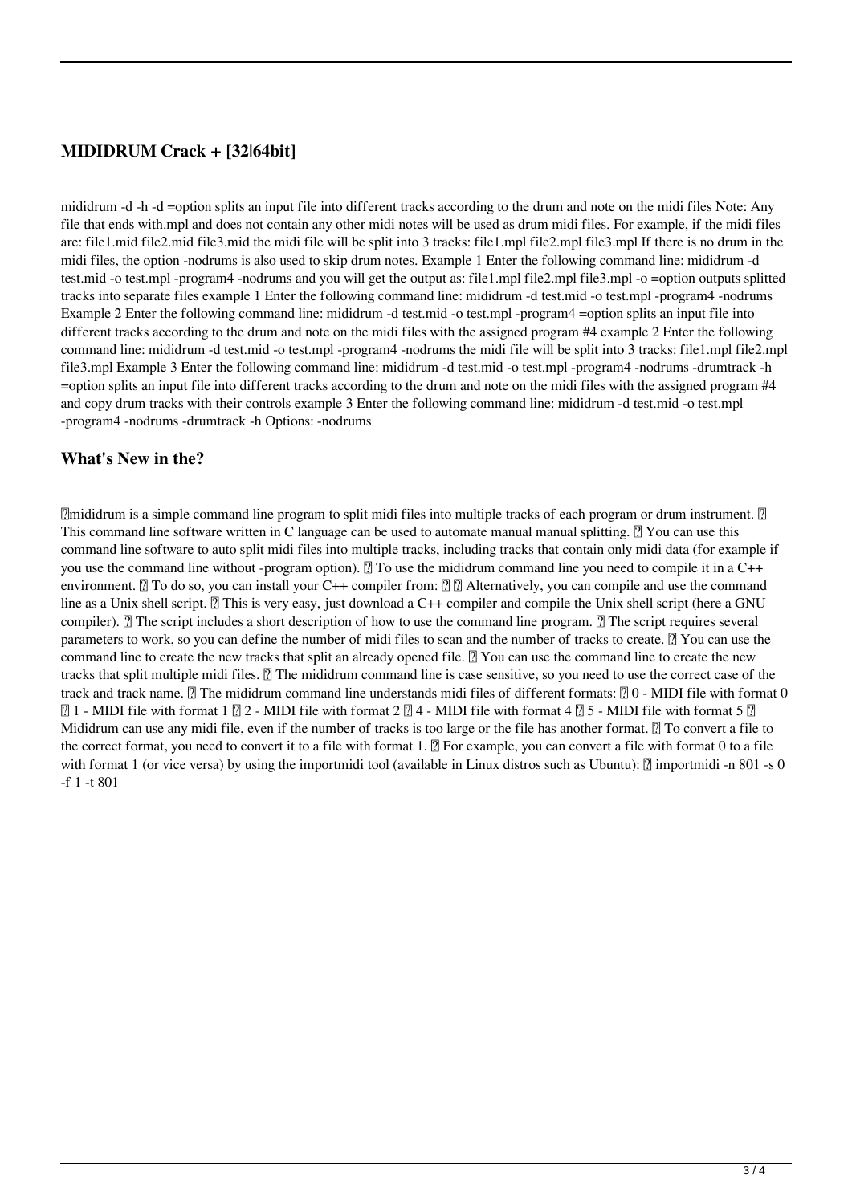## MIDIDRUM Crack + [32|64bit]

mididrum -d -h -d =option splits an input file into different tracks according to the drum and note on the midi files Note: Any file that ends with.mpl and does not contain any other midi notes will be used as drum midi files. For example, if the midi files are: file1.mid file2.mid file3.mid the midi file will be split into 3 tracks: file1.mpl file2.mpl file3.mpl If there is no drum in the midi files, the option -nodrums is also used to skip drum notes. Example 1 Enter the following command line: mididrum -d test.mid -o test.mpl -program4 -nodrums and you will get the output as: file1.mpl file2.mpl file3.mpl -o =option outputs splitted tracks into separate files example 1 Enter the following command line: mididrum -d test.mid -o test.mpl -program4 -nodrums Example 2 Enter the following command line: mididrum -d test.mid -o test.mpl -program4 =option splits an input file into different tracks according to the drum and note on the midi files with the assigned program #4 example 2 Enter the following command line: mididrum -d test.mid -o test.mpl -program4 -nodrums the midi file will be split into 3 tracks: file1.mpl file2.mpl file3.mpl Example 3 Enter the following command line: mididrum -d test.mid -o test.mpl -program4 -nodrums -drumtrack -h =option splits an input file into different tracks according to the drum and note on the midi files with the assigned program #4 and copy drum tracks with their controls example 3 Enter the following command line: mididrum -d test.mid -o test.mpl -program4 -nodrums -drumtrack -h Options: -nodrums

## What's New in the?

mididrum is a simple command line program to split midi files into multiple tracks of each program or drum instrument. This command line software written in C language can be used to automate manual manual splitting. You can use this command line software to auto split midi files into multiple tracks, including tracks that contain only midi data (for example if you use the command line without -program option). To use the mididrum command line you need to compile it in a C++ environment. To do so, you can install your C++ compiler from: Alternatively, you can compile and use the command line as a Unix shell script. This is very easy, just download a C++ compiler and compile the Unix shell script (here a GNU compiler). The script includes a short description of how to use the command line program. The script requires several parameters to work, so you can define the number of midi files to scan and the number of tracks to create. You can use the command line to create the new tracks that split an already opened file. You can use the command line to create the new tracks that split multiple midi files. The mididrum command line is case sensitive, so you need to use the correct case of the track and track name. The mididrum command line understands midi files of different formats: 0 - MIDI file with format 0 1 - MIDI file with format 1 2 - MIDI file with format 2 4 - MIDI file with format 4 5 - MIDI file with format 5 Mididrum can use any midi file, even if the number of tracks is too large or the file has another format. To convert a file to the correct format, you need to convert it to a file with format 1. For example, you can convert a file with format 0 to a file with format 1 (or vice versa) by using the importmidi tool (available in Linux distros such as Ubuntu): importmidi -n 801 -s 0 -f 1 -t 801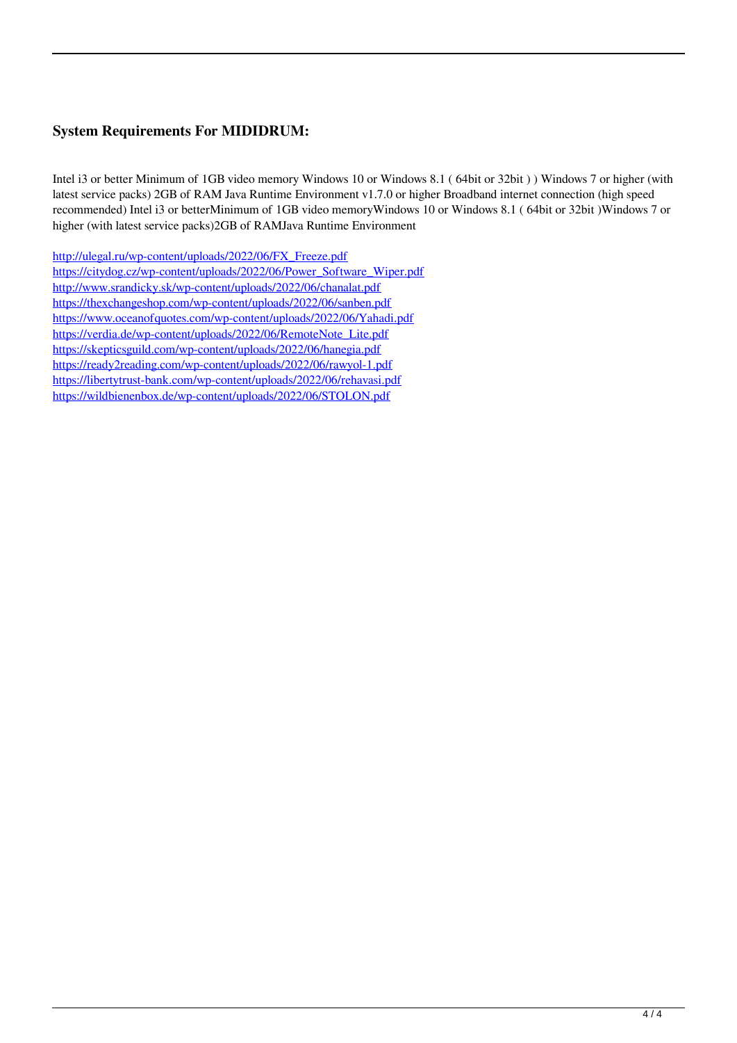### System Requirements For MIDIDRUM:

Intel i3 or better Minimum of 1GB video memory Windows 10 or Windows 8.1 ( 64bit or 32bit ) ) Windows 7 or higher (with latest service packs) 2GB of RAM Java Runtime Environment v1.7.0 or higher Broadband internet connection (high speed recommended) Intel i3 or betterMinimum of 1GB video memoryWindows 10 or Windows 8.1 ( 64bit or 32bit )Windows 7 or higher (with latest service packs)2GB of RAMJava Runtime Environment

http://ulegal.ru/wp-content/uploads/2022/06/FX_Freeze.pdf
https://citydog.cz/wp-content/uploads/2022/06/Power_Software_Wiper.pdf
http://www.srandicky.sk/wp-content/uploads/2022/06/chanalat.pdf
https://thexchangeshop.com/wp-content/uploads/2022/06/sanben.pdf
https://www.oceanofquotes.com/wp-content/uploads/2022/06/Yahadi.pdf
https://verdia.de/wp-content/uploads/2022/06/RemoteNote_Lite.pdf
https://skepticsguild.com/wp-content/uploads/2022/06/hanegia.pdf
https://ready2reading.com/wp-content/uploads/2022/06/rawyol-1.pdf
https://libertytrust-bank.com/wp-content/uploads/2022/06/rehavasi.pdf
https://wildbienenbox.de/wp-content/uploads/2022/06/STOLON.pdf